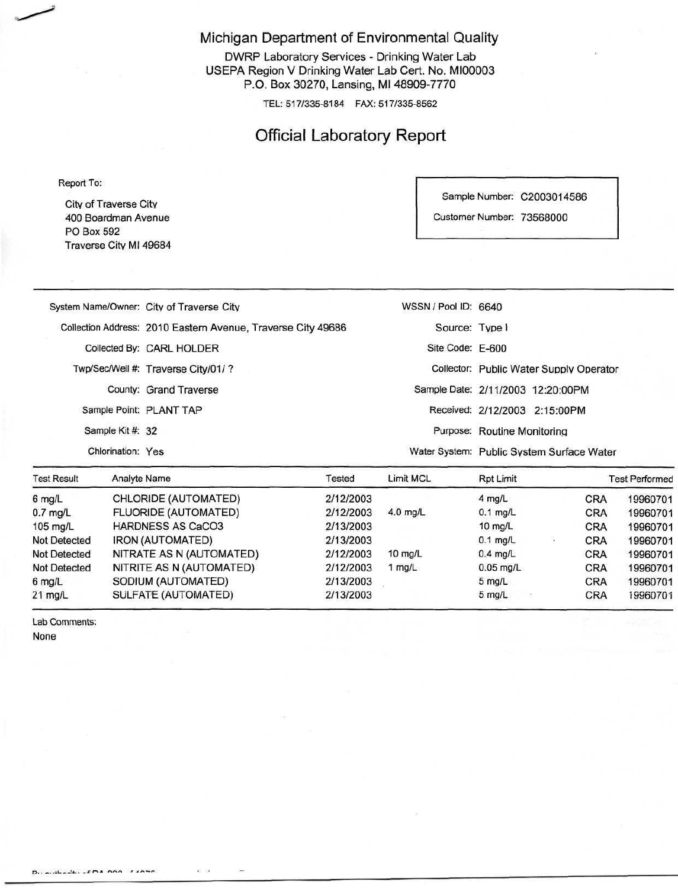# Michigan Department of Environmental Quality

DWRP Laboratory Services - Drinking Water Lab
USEPA Region V Drinking Water Lab Cert. No. MI00003
P.O. Box 30270, Lansing, MI 48909-7770

TEL: 517/335-8184 FAX: 517/335-8562

## Official Laboratory Report

Report To:

City of Traverse City
400 Boardman Avenue
PO Box 592
Traverse City MI 49684

Sample Number: C2003014586
Customer Number: 73568000

System Name/Owner: City of Traverse City
Collection Address: 2010 Eastern Avenue, Traverse City 49686
Collected By: CARL HOLDER
Twp/Sec/Well #: Traverse City/01/ ?
County: Grand Traverse
Sample Point: PLANT TAP
Sample Kit #: 32
Chlorination: Yes

WSSN / Pool ID: 6640
Source: Type I
Site Code: E-600
Collector: Public Water Supply Operator
Sample Date: 2/11/2003 12:20:00PM
Received: 2/12/2003 2:15:00PM
Purpose: Routine Monitoring
Water System: Public System Surface Water

| Test Result | Analyte Name | Tested | Limit MCL | Rpt Limit | Test Performed | |
|---|---|---|---|---|---|---|
| 6 mg/L | CHLORIDE (AUTOMATED) | 2/12/2003 | | 4 mg/L | CRA | 19960701 |
| 0.7 mg/L | FLUORIDE (AUTOMATED) | 2/12/2003 | 4.0 mg/L | 0.1 mg/L | CRA | 19960701 |
| 105 mg/L | HARDNESS AS CaCO3 | 2/13/2003 | | 10 mg/L | CRA | 19960701 |
| Not Detected | IRON (AUTOMATED) | 2/13/2003 | | 0.1 mg/L | CRA | 19960701 |
| Not Detected | NITRATE AS N (AUTOMATED) | 2/12/2003 | 10 mg/L | 0.4 mg/L | CRA | 19960701 |
| Not Detected | NITRITE AS N (AUTOMATED) | 2/12/2003 | 1 mg/L | 0.05 mg/L | CRA | 19960701 |
| 6 mg/L | SODIUM (AUTOMATED) | 2/13/2003 | | 5 mg/L | CRA | 19960701 |
| 21 mg/L | SULFATE (AUTOMATED) | 2/13/2003 | | 5 mg/L | CRA | 19960701 |

Lab Comments:
None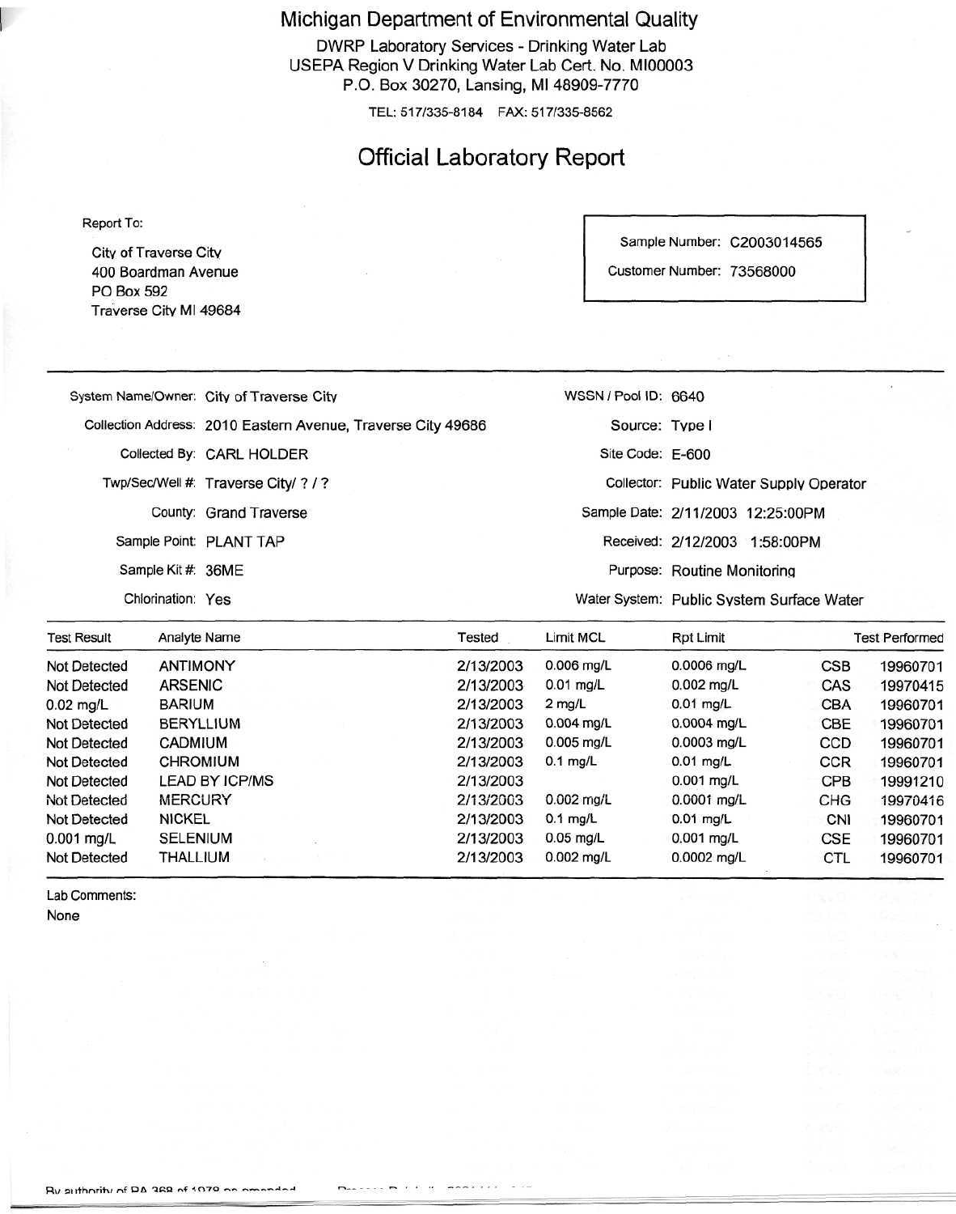# Michigan Department of Environmental Quality

DWRP Laboratory Services - Drinking Water Lab
USEPA Region V Drinking Water Lab Cert. No. MI00003
P.O. Box 30270, Lansing, MI 48909-7770

TEL: 517/335-8184 FAX: 517/335-8562

## Official Laboratory Report

Report To:

City of Traverse City
400 Boardman Avenue
PO Box 592
Traverse City MI 49684

Sample Number: C2003014565

Customer Number: 73568000

| | | | |
|---|---|---|---|
| System Name/Owner: | City of Traverse City | WSSN / Pool ID: | 6640 |
| Collection Address: | 2010 Eastern Avenue, Traverse City 49686 | Source: | Type I |
| Collected By: | CARL HOLDER | Site Code: | E-600 |
| Twp/Sec/Well #: | Traverse City/ ? / ? | Collector: | Public Water Supply Operator |
| County: | Grand Traverse | Sample Date: | 2/11/2003 12:25:00PM |
| Sample Point: | PLANT TAP | Received: | 2/12/2003 1:58:00PM |
| Sample Kit #: | 36ME | Purpose: | Routine Monitoring |
| Chlorination: | Yes | Water System: | Public System Surface Water |

| Test Result | Analyte Name | Tested | Limit MCL | Rpt Limit | Test Performed | |
|---|---|---|---|---|---|---|
| Not Detected | ANTIMONY | 2/13/2003 | 0.006 mg/L | 0.0006 mg/L | CSB | 19960701 |
| Not Detected | ARSENIC | 2/13/2003 | 0.01 mg/L | 0.002 mg/L | CAS | 19970415 |
| 0.02 mg/L | BARIUM | 2/13/2003 | 2 mg/L | 0.01 mg/L | CBA | 19960701 |
| Not Detected | BERYLLIUM | 2/13/2003 | 0.004 mg/L | 0.0004 mg/L | CBE | 19960701 |
| Not Detected | CADMIUM | 2/13/2003 | 0.005 mg/L | 0.0003 mg/L | CCD | 19960701 |
| Not Detected | CHROMIUM | 2/13/2003 | 0.1 mg/L | 0.01 mg/L | CCR | 19960701 |
| Not Detected | LEAD BY ICP/MS | 2/13/2003 | | 0.001 mg/L | CPB | 19991210 |
| Not Detected | MERCURY | 2/13/2003 | 0.002 mg/L | 0.0001 mg/L | CHG | 19970416 |
| Not Detected | NICKEL | 2/13/2003 | 0.1 mg/L | 0.01 mg/L | CNI | 19960701 |
| 0.001 mg/L | SELENIUM | 2/13/2003 | 0.05 mg/L | 0.001 mg/L | CSE | 19960701 |
| Not Detected | THALLIUM | 2/13/2003 | 0.002 mg/L | 0.0002 mg/L | CTL | 19960701 |

Lab Comments:

None

By authority of PA 368 of 1978 as amended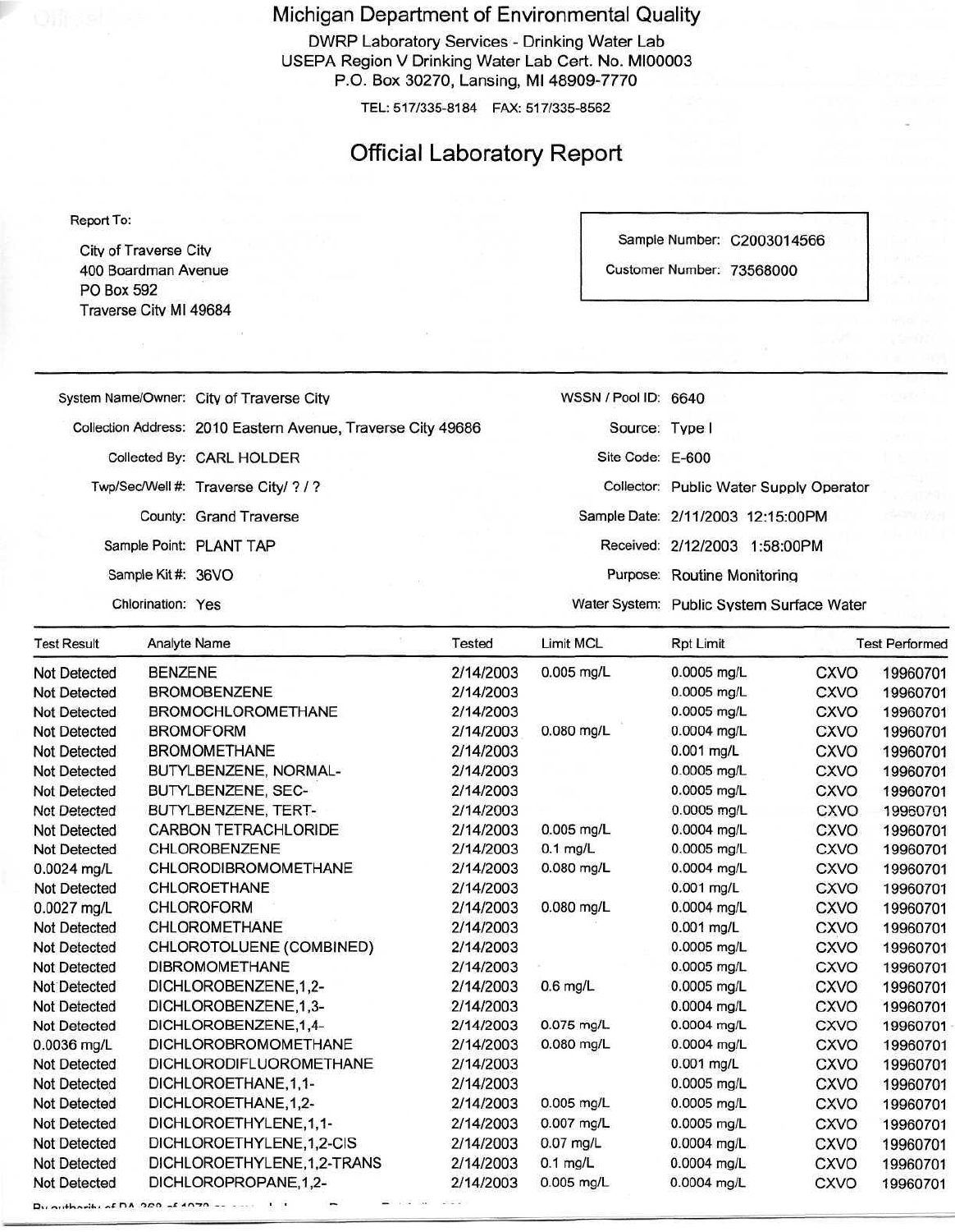# Michigan Department of Environmental Quality

DWRP Laboratory Services - Drinking Water Lab
USEPA Region V Drinking Water Lab Cert. No. MI00003
P.O. Box 30270, Lansing, MI 48909-7770

TEL: 517/335-8184 FAX: 517/335-8562

## Official Laboratory Report

Report To:

City of Traverse City
400 Boardman Avenue
PO Box 592
Traverse City MI 49684

Sample Number: C2003014566
Customer Number: 73568000

| | | | |
|---|---|---|---|
| System Name/Owner: | City of Traverse City | WSSN / Pool ID: | 6640 |
| Collection Address: | 2010 Eastern Avenue, Traverse City 49686 | Source: | Type I |
| Collected By: | CARL HOLDER | Site Code: | E-600 |
| Twp/Sec/Well #: | Traverse City/ ? / ? | Collector: | Public Water Supply Operator |
| County: | Grand Traverse | Sample Date: | 2/11/2003 12:15:00PM |
| Sample Point: | PLANT TAP | Received: | 2/12/2003 1:58:00PM |
| Sample Kit #: | 36VO | Purpose: | Routine Monitoring |
| Chlorination: | Yes | Water System: | Public System Surface Water |

| Test Result | Analyte Name | Tested | Limit MCL | Rpt Limit | Test Performed | |
|---|---|---|---|---|---|---|
| Not Detected | BENZENE | 2/14/2003 | 0.005 mg/L | 0.0005 mg/L | CXVO | 19960701 |
| Not Detected | BROMOBENZENE | 2/14/2003 | | 0.0005 mg/L | CXVO | 19960701 |
| Not Detected | BROMOCHLOROMETHANE | 2/14/2003 | | 0.0005 mg/L | CXVO | 19960701 |
| Not Detected | BROMOFORM | 2/14/2003 | 0.080 mg/L | 0.0004 mg/L | CXVO | 19960701 |
| Not Detected | BROMOMETHANE | 2/14/2003 | | 0.001 mg/L | CXVO | 19960701 |
| Not Detected | BUTYLBENZENE, NORMAL- | 2/14/2003 | | 0.0005 mg/L | CXVO | 19960701 |
| Not Detected | BUTYLBENZENE, SEC- | 2/14/2003 | | 0.0005 mg/L | CXVO | 19960701 |
| Not Detected | BUTYLBENZENE, TERT- | 2/14/2003 | | 0.0005 mg/L | CXVO | 19960701 |
| Not Detected | CARBON TETRACHLORIDE | 2/14/2003 | 0.005 mg/L | 0.0004 mg/L | CXVO | 19960701 |
| Not Detected | CHLOROBENZENE | 2/14/2003 | 0.1 mg/L | 0.0005 mg/L | CXVO | 19960701 |
| 0.0024 mg/L | CHLORODIBROMOMETHANE | 2/14/2003 | 0.080 mg/L | 0.0004 mg/L | CXVO | 19960701 |
| Not Detected | CHLOROETHANE | 2/14/2003 | | 0.001 mg/L | CXVO | 19960701 |
| 0.0027 mg/L | CHLOROFORM | 2/14/2003 | 0.080 mg/L | 0.0004 mg/L | CXVO | 19960701 |
| Not Detected | CHLOROMETHANE | 2/14/2003 | | 0.001 mg/L | CXVO | 19960701 |
| Not Detected | CHLOROTOLUENE (COMBINED) | 2/14/2003 | | 0.0005 mg/L | CXVO | 19960701 |
| Not Detected | DIBROMOMETHANE | 2/14/2003 | | 0.0005 mg/L | CXVO | 19960701 |
| Not Detected | DICHLOROBENZENE,1,2- | 2/14/2003 | 0.6 mg/L | 0.0005 mg/L | CXVO | 19960701 |
| Not Detected | DICHLOROBENZENE,1,3- | 2/14/2003 | | 0.0004 mg/L | CXVO | 19960701 |
| Not Detected | DICHLOROBENZENE,1,4- | 2/14/2003 | 0.075 mg/L | 0.0004 mg/L | CXVO | 19960701 |
| 0.0036 mg/L | DICHLOROBROMOMETHANE | 2/14/2003 | 0.080 mg/L | 0.0004 mg/L | CXVO | 19960701 |
| Not Detected | DICHLORODIFLUOROMETHANE | 2/14/2003 | | 0.001 mg/L | CXVO | 19960701 |
| Not Detected | DICHLOROETHANE,1,1- | 2/14/2003 | | 0.0005 mg/L | CXVO | 19960701 |
| Not Detected | DICHLOROETHANE,1,2- | 2/14/2003 | 0.005 mg/L | 0.0005 mg/L | CXVO | 19960701 |
| Not Detected | DICHLOROETHYLENE,1,1- | 2/14/2003 | 0.007 mg/L | 0.0005 mg/L | CXVO | 19960701 |
| Not Detected | DICHLOROETHYLENE,1,2-CIS | 2/14/2003 | 0.07 mg/L | 0.0004 mg/L | CXVO | 19960701 |
| Not Detected | DICHLOROETHYLENE,1,2-TRANS | 2/14/2003 | 0.1 mg/L | 0.0004 mg/L | CXVO | 19960701 |
| Not Detected | DICHLOROPROPANE,1,2- | 2/14/2003 | 0.005 mg/L | 0.0004 mg/L | CXVO | 19960701 |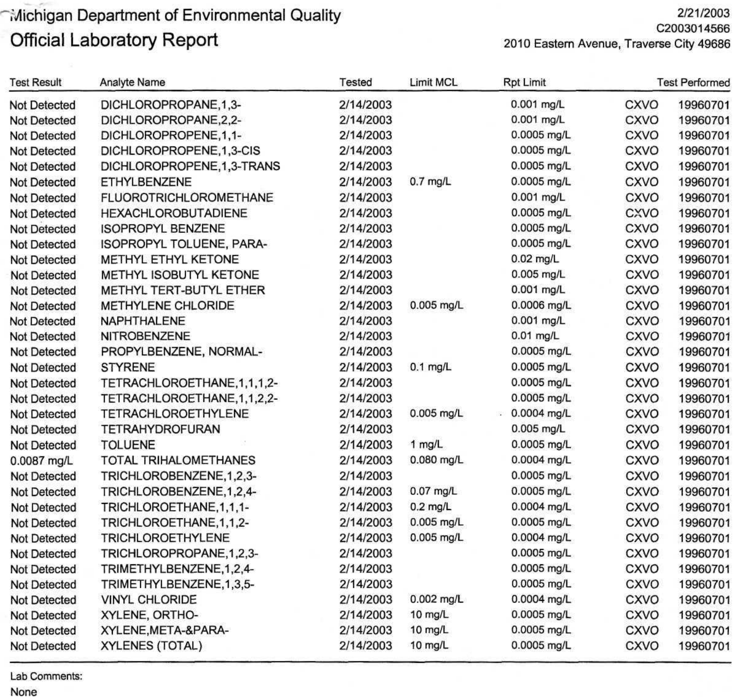Michigan Department of Environmental Quality

# Official Laboratory Report

2/21/2003
C2003014566
2010 Eastern Avenue, Traverse City 49686

| Test Result | Analyte Name | Tested | Limit MCL | Rpt Limit | Test Performed | |
|---|---|---|---|---|---|---|
| Not Detected | DICHLOROPROPANE,1,3- | 2/14/2003 | | 0.001 mg/L | CXVO | 19960701 |
| Not Detected | DICHLOROPROPANE,2,2- | 2/14/2003 | | 0.001 mg/L | CXVO | 19960701 |
| Not Detected | DICHLOROPROPENE,1,1- | 2/14/2003 | | 0.0005 mg/L | CXVO | 19960701 |
| Not Detected | DICHLOROPROPENE,1,3-CIS | 2/14/2003 | | 0.0005 mg/L | CXVO | 19960701 |
| Not Detected | DICHLOROPROPENE,1,3-TRANS | 2/14/2003 | | 0.0005 mg/L | CXVO | 19960701 |
| Not Detected | ETHYLBENZENE | 2/14/2003 | 0.7 mg/L | 0.0005 mg/L | CXVO | 19960701 |
| Not Detected | FLUOROTRICHLOROMETHANE | 2/14/2003 | | 0.001 mg/L | CXVO | 19960701 |
| Not Detected | HEXACHLOROBUTADIENE | 2/14/2003 | | 0.0005 mg/L | CXVO | 19960701 |
| Not Detected | ISOPROPYL BENZENE | 2/14/2003 | | 0.0005 mg/L | CXVO | 19960701 |
| Not Detected | ISOPROPYL TOLUENE, PARA- | 2/14/2003 | | 0.0005 mg/L | CXVO | 19960701 |
| Not Detected | METHYL ETHYL KETONE | 2/14/2003 | | 0.02 mg/L | CXVO | 19960701 |
| Not Detected | METHYL ISOBUTYL KETONE | 2/14/2003 | | 0.005 mg/L | CXVO | 19960701 |
| Not Detected | METHYL TERT-BUTYL ETHER | 2/14/2003 | | 0.001 mg/L | CXVO | 19960701 |
| Not Detected | METHYLENE CHLORIDE | 2/14/2003 | 0.005 mg/L | 0.0006 mg/L | CXVO | 19960701 |
| Not Detected | NAPHTHALENE | 2/14/2003 | | 0.001 mg/L | CXVO | 19960701 |
| Not Detected | NITROBENZENE | 2/14/2003 | | 0.01 mg/L | CXVO | 19960701 |
| Not Detected | PROPYLBENZENE, NORMAL- | 2/14/2003 | | 0.0005 mg/L | CXVO | 19960701 |
| Not Detected | STYRENE | 2/14/2003 | 0.1 mg/L | 0.0005 mg/L | CXVO | 19960701 |
| Not Detected | TETRACHLOROETHANE,1,1,1,2- | 2/14/2003 | | 0.0005 mg/L | CXVO | 19960701 |
| Not Detected | TETRACHLOROETHANE,1,1,2,2- | 2/14/2003 | | 0.0005 mg/L | CXVO | 19960701 |
| Not Detected | TETRACHLOROETHYLENE | 2/14/2003 | 0.005 mg/L | 0.0004 mg/L | CXVO | 19960701 |
| Not Detected | TETRAHYDROFURAN | 2/14/2003 | | 0.005 mg/L | CXVO | 19960701 |
| Not Detected | TOLUENE | 2/14/2003 | 1 mg/L | 0.0005 mg/L | CXVO | 19960701 |
| 0.0087 mg/L | TOTAL TRIHALOMETHANES | 2/14/2003 | 0.080 mg/L | 0.0004 mg/L | CXVO | 19960701 |
| Not Detected | TRICHLOROBENZENE,1,2,3- | 2/14/2003 | | 0.0005 mg/L | CXVO | 19960701 |
| Not Detected | TRICHLOROBENZENE,1,2,4- | 2/14/2003 | 0.07 mg/L | 0.0005 mg/L | CXVO | 19960701 |
| Not Detected | TRICHLOROETHANE,1,1,1- | 2/14/2003 | 0.2 mg/L | 0.0004 mg/L | CXVO | 19960701 |
| Not Detected | TRICHLOROETHANE,1,1,2- | 2/14/2003 | 0.005 mg/L | 0.0005 mg/L | CXVO | 19960701 |
| Not Detected | TRICHLOROETHYLENE | 2/14/2003 | 0.005 mg/L | 0.0004 mg/L | CXVO | 19960701 |
| Not Detected | TRICHLOROPROPANE,1,2,3- | 2/14/2003 | | 0.0005 mg/L | CXVO | 19960701 |
| Not Detected | TRIMETHYLBENZENE,1,2,4- | 2/14/2003 | | 0.0005 mg/L | CXVO | 19960701 |
| Not Detected | TRIMETHYLBENZENE,1,3,5- | 2/14/2003 | | 0.0005 mg/L | CXVO | 19960701 |
| Not Detected | VINYL CHLORIDE | 2/14/2003 | 0.002 mg/L | 0.0004 mg/L | CXVO | 19960701 |
| Not Detected | XYLENE, ORTHO- | 2/14/2003 | 10 mg/L | 0.0005 mg/L | CXVO | 19960701 |
| Not Detected | XYLENE,META-&PARA- | 2/14/2003 | 10 mg/L | 0.0005 mg/L | CXVO | 19960701 |
| Not Detected | XYLENES (TOTAL) | 2/14/2003 | 10 mg/L | 0.0005 mg/L | CXVO | 19960701 |

Lab Comments:

None